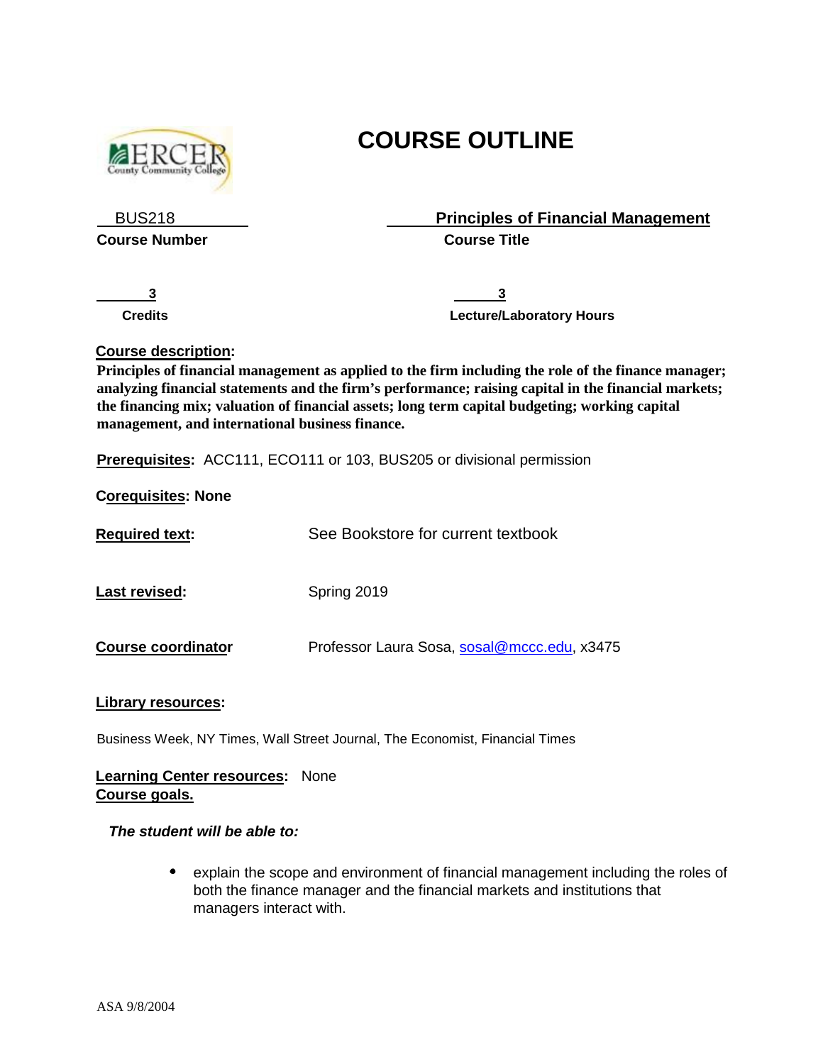# COURSE OUTLINE

| BUS218 | Principles of Financial Management |
| --- | --- |
| **Course Number** | **Course Title** |

| 3 | 3 |
| --- | --- |
| **Credits** | **Lecture/Laboratory Hours** |

**Course description:**

**Principles of financial management as applied to the firm including the role of the finance manager; analyzing financial statements and the firm's performance; raising capital in the financial markets; the financing mix; valuation of financial assets; long term capital budgeting; working capital management, and international business finance.**

**Prerequisites:** ACC111, ECO111 or 103, BUS205 or divisional permission

**Corequisites: None**

**Required text:** See Bookstore for current textbook

**Last revised:** Spring 2019

**Course coordinator** Professor Laura Sosa, sosal@mccc.edu, x3475

**Library resources:**

Business Week, NY Times, Wall Street Journal, The Economist, Financial Times

**Learning Center resources:** None

**Course goals.**

***The student will be able to:***

- explain the scope and environment of financial management including the roles of both the finance manager and the financial markets and institutions that managers interact with.

ASA 9/8/2004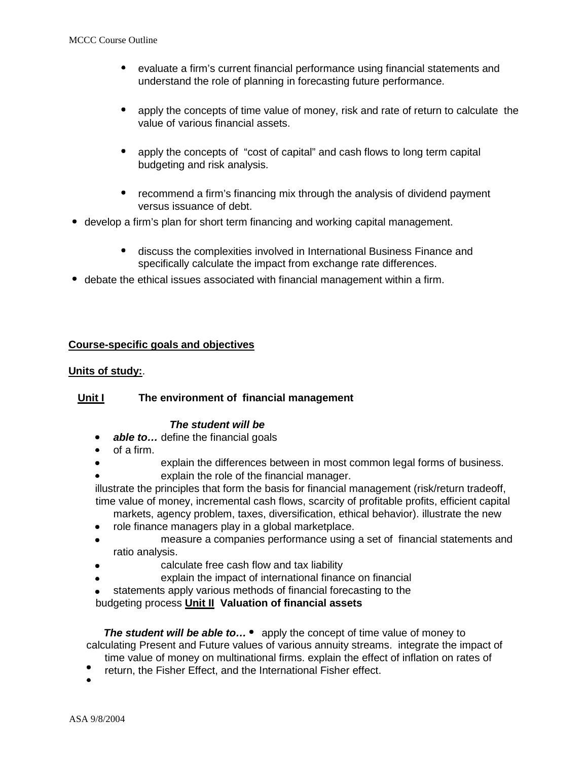- evaluate a firm's current financial performance using financial statements and understand the role of planning in forecasting future performance.
- apply the concepts of time value of money, risk and rate of return to calculate the value of various financial assets.
- apply the concepts of "cost of capital" and cash flows to long term capital budgeting and risk analysis.
- recommend a firm's financing mix through the analysis of dividend payment versus issuance of debt.
- develop a firm's plan for short term financing and working capital management.
- discuss the complexities involved in International Business Finance and specifically calculate the impact from exchange rate differences.
- debate the ethical issues associated with financial management within a firm.

**Course-specific goals and objectives**

**Units of study:**.

**Unit I The environment of financial management**

***The student will be***

- ***able to…*** define the financial goals
- of a firm.
- explain the differences between in most common legal forms of business.
- explain the role of the financial manager.

illustrate the principles that form the basis for financial management (risk/return tradeoff, time value of money, incremental cash flows, scarcity of profitable profits, efficient capital markets, agency problem, taxes, diversification, ethical behavior). illustrate the new

- role finance managers play in a global marketplace.
- measure a companies performance using a set of financial statements and ratio analysis.
- calculate free cash flow and tax liability
- explain the impact of international finance on financial
- statements apply various methods of financial forecasting to the

budgeting process **Unit II Valuation of financial assets**

***The student will be able to…*** • apply the concept of time value of money to calculating Present and Future values of various annuity streams. integrate the impact of time value of money on multinational firms. explain the effect of inflation on rates of

- return, the Fisher Effect, and the International Fisher effect.
-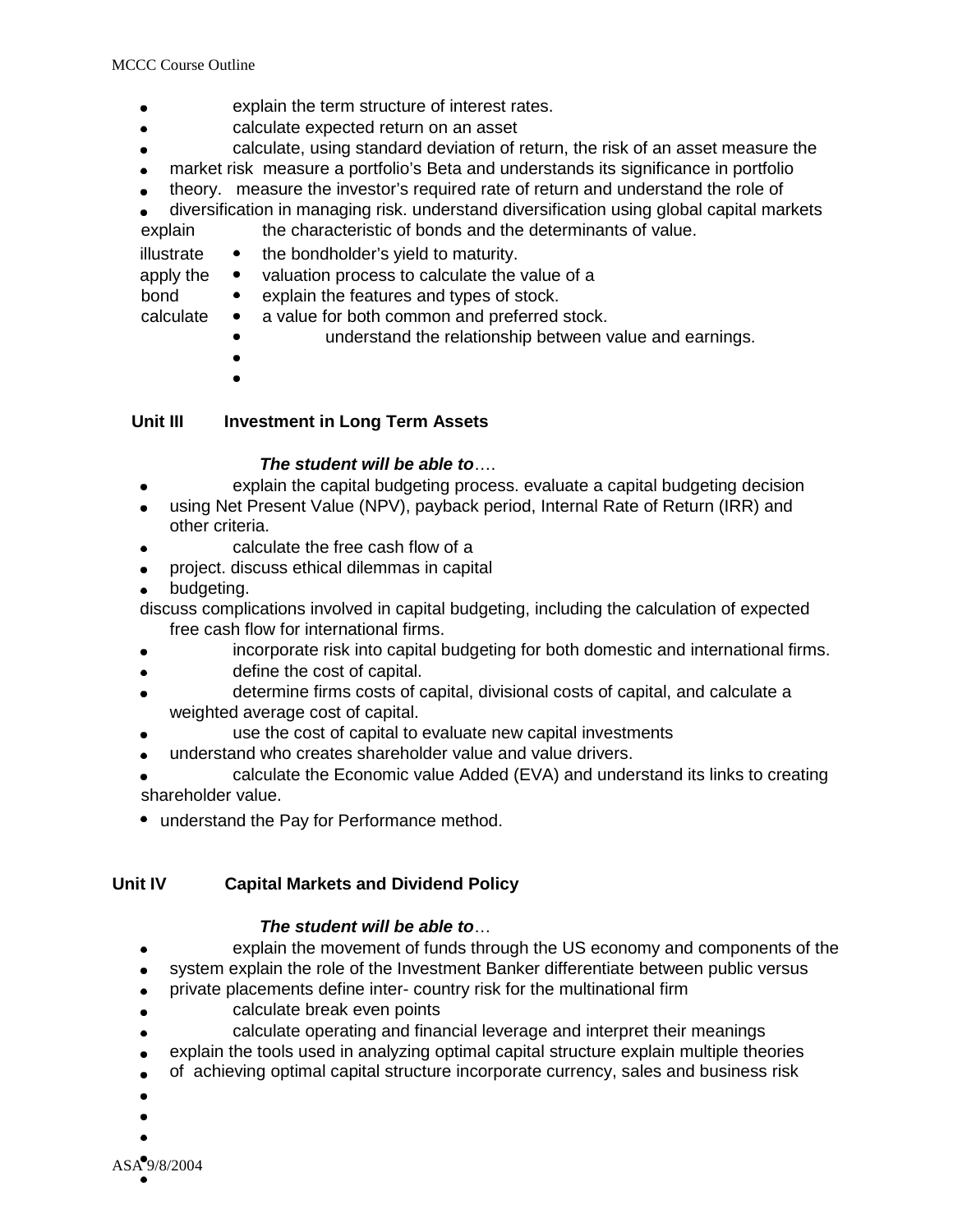- explain the term structure of interest rates.
- calculate expected return on an asset
- calculate, using standard deviation of return, the risk of an asset measure the
- market risk measure a portfolio's Beta and understands its significance in portfolio
- theory. measure the investor's required rate of return and understand the role of
- diversification in managing risk. understand diversification using global capital markets

explain the characteristic of bonds and the determinants of value.

illustrate
apply the
bond
calculate

- the bondholder's yield to maturity.
- valuation process to calculate the value of a
- explain the features and types of stock.
- a value for both common and preferred stock.
- understand the relationship between value and earnings.

## Unit III Investment in Long Term Assets

***The student will be able to***….

- explain the capital budgeting process. evaluate a capital budgeting decision
- using Net Present Value (NPV), payback period, Internal Rate of Return (IRR) and other criteria.
- calculate the free cash flow of a
- project. discuss ethical dilemmas in capital
- budgeting.

discuss complications involved in capital budgeting, including the calculation of expected free cash flow for international firms.

- incorporate risk into capital budgeting for both domestic and international firms.
- define the cost of capital.
- determine firms costs of capital, divisional costs of capital, and calculate a weighted average cost of capital.
- use the cost of capital to evaluate new capital investments
- understand who creates shareholder value and value drivers.
- calculate the Economic value Added (EVA) and understand its links to creating shareholder value.
- understand the Pay for Performance method.

## Unit IV Capital Markets and Dividend Policy

***The student will be able to***…

- explain the movement of funds through the US economy and components of the
- system explain the role of the Investment Banker differentiate between public versus
- private placements define inter- country risk for the multinational firm
- calculate break even points
- calculate operating and financial leverage and interpret their meanings
- explain the tools used in analyzing optimal capital structure explain multiple theories
- of achieving optimal capital structure incorporate currency, sales and business risk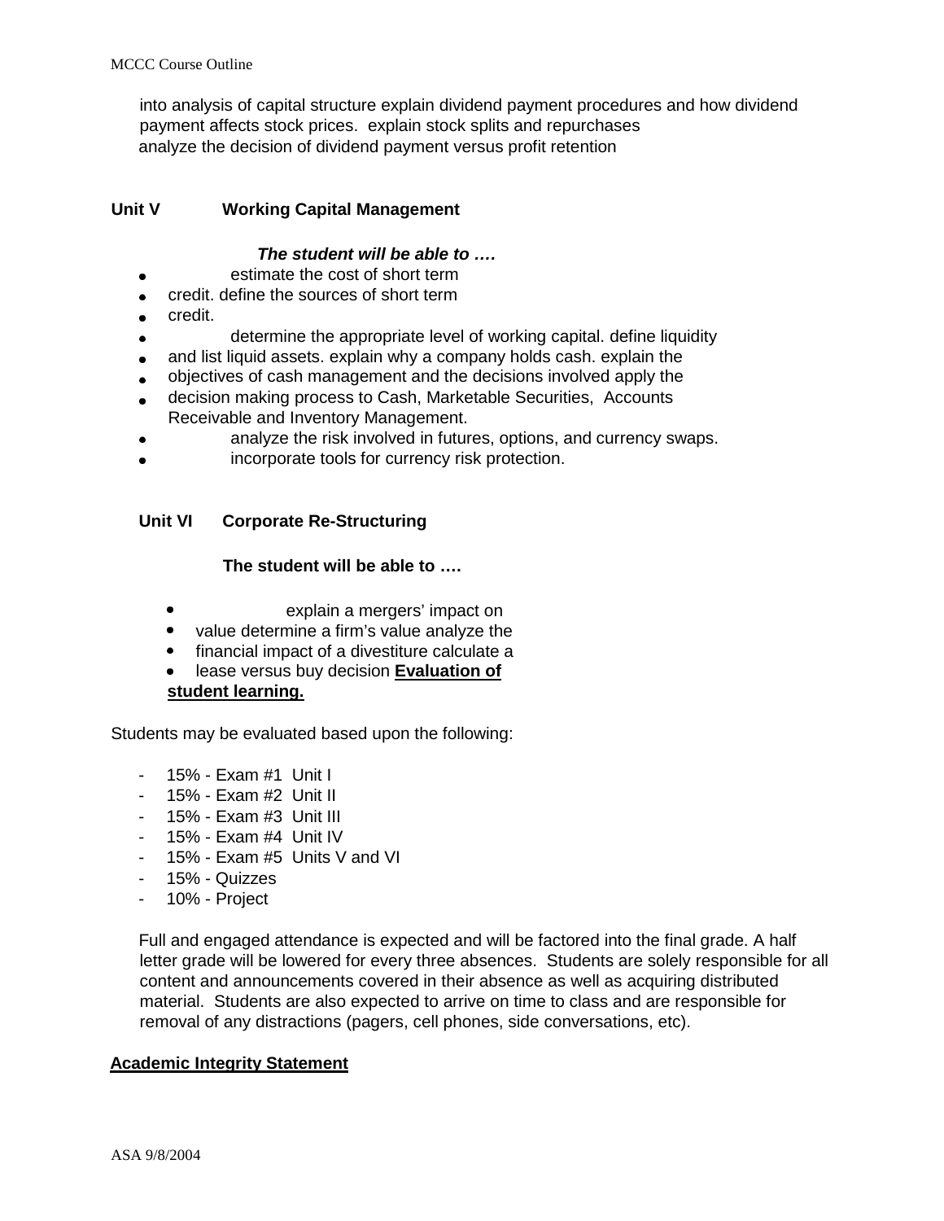into analysis of capital structure explain dividend payment procedures and how dividend payment affects stock prices. explain stock splits and repurchases
analyze the decision of dividend payment versus profit retention

**Unit V Working Capital Management**

***The student will be able to ….***

- estimate the cost of short term
- credit. define the sources of short term
- credit.
- determine the appropriate level of working capital. define liquidity
- and list liquid assets. explain why a company holds cash. explain the
- objectives of cash management and the decisions involved apply the
- decision making process to Cash, Marketable Securities, Accounts Receivable and Inventory Management.
- analyze the risk involved in futures, options, and currency swaps.
- incorporate tools for currency risk protection.

**Unit VI Corporate Re-Structuring**

**The student will be able to ….**

- explain a mergers' impact on
- value determine a firm's value analyze the
- financial impact of a divestiture calculate a
- lease versus buy decision **Evaluation of student learning.**

Students may be evaluated based upon the following:

- 15% - Exam #1 Unit I
- 15% - Exam #2 Unit II
- 15% - Exam #3 Unit III
- 15% - Exam #4 Unit IV
- 15% - Exam #5 Units V and VI
- 15% - Quizzes
- 10% - Project

Full and engaged attendance is expected and will be factored into the final grade. A half letter grade will be lowered for every three absences. Students are solely responsible for all content and announcements covered in their absence as well as acquiring distributed material. Students are also expected to arrive on time to class and are responsible for removal of any distractions (pagers, cell phones, side conversations, etc).

**Academic Integrity Statement**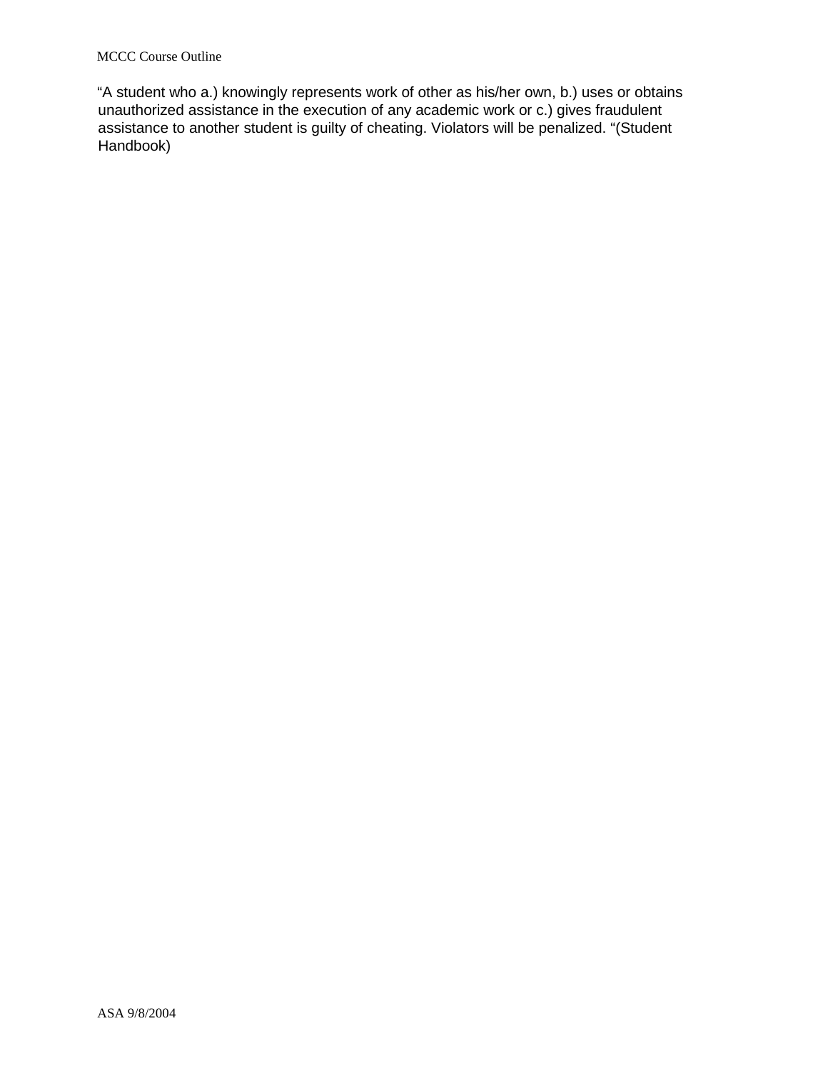"A student who a.) knowingly represents work of other as his/her own, b.) uses or obtains unauthorized assistance in the execution of any academic work or c.) gives fraudulent assistance to another student is guilty of cheating. Violators will be penalized. "(Student Handbook)